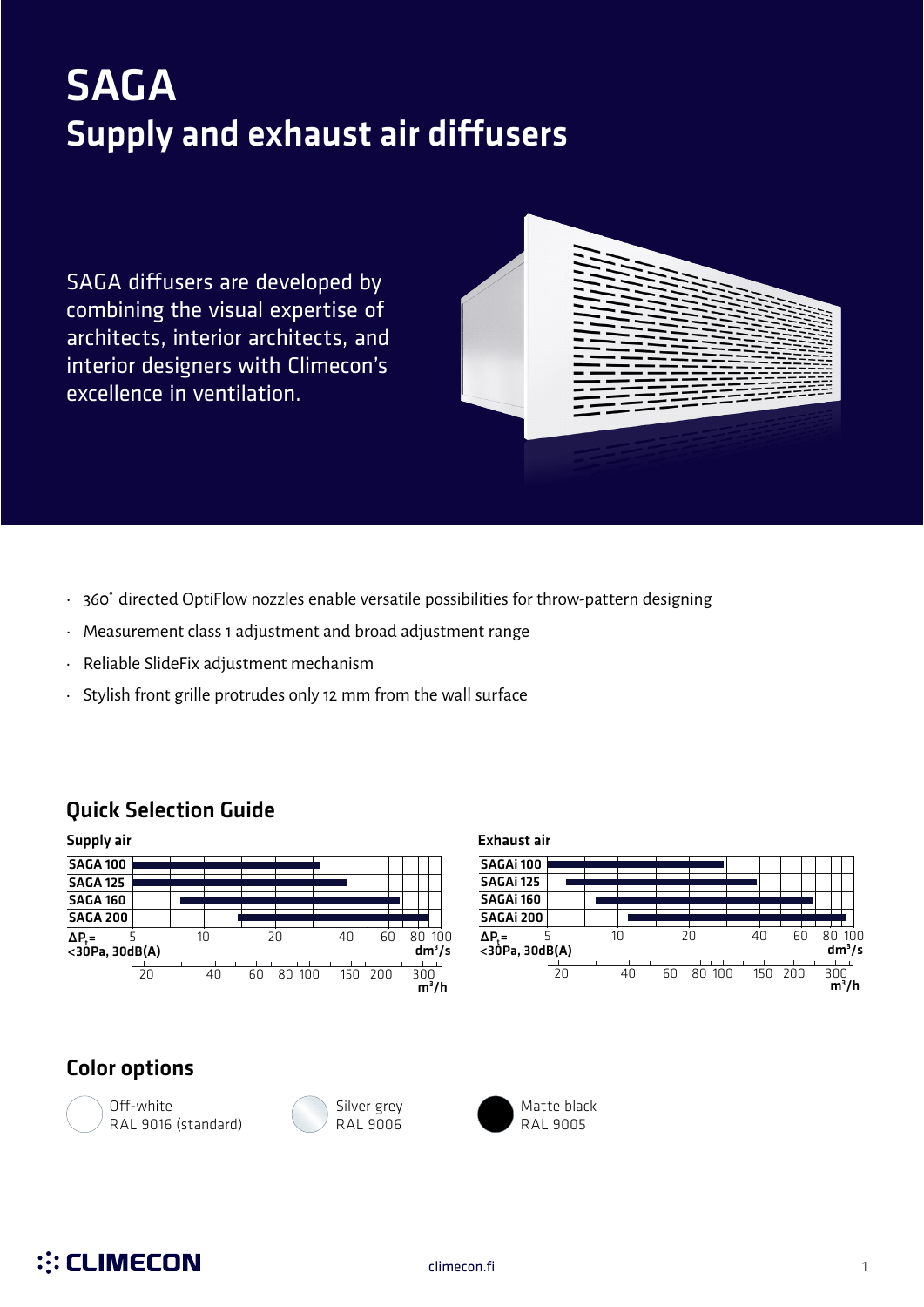# SAGA

## Supply and exhaust air diffusers

SAGA diffusers are developed by combining the visual expertise of architects, interior architects, and interior designers with Climecon's excellence in ventilation.

- 360˚ directed OptiFlow nozzles enable versatile possibilities for throw-pattern designing
- Measurement class 1 adjustment and broad adjustment range
- Reliable SlideFix adjustment mechanism
- Stylish front grille protrudes only 12 mm from the wall surface

## Quick Selection Guide

**Supply air**

SAGA 100
SAGA 125
SAGA 160
SAGA 200

$\Delta P_t$= <30Pa, 30dB(A)

dm³/s: 5, 10, 20, 40, 60, 80, 100

m³/h: 20, 40, 60, 80, 100, 150, 200, 300

**Exhaust air**

SAGAi 100
SAGAi 125
SAGAi 160
SAGAi 200

$\Delta P_t$= <30Pa, 30dB(A)

dm³/s: 5, 10, 20, 40, 60, 80, 100

m³/h: 20, 40, 60, 80, 100, 150, 200, 300

## Color options

- Off-white RAL 9016 (standard)
- Silver grey RAL 9006
- Matte black RAL 9005

climecon.fi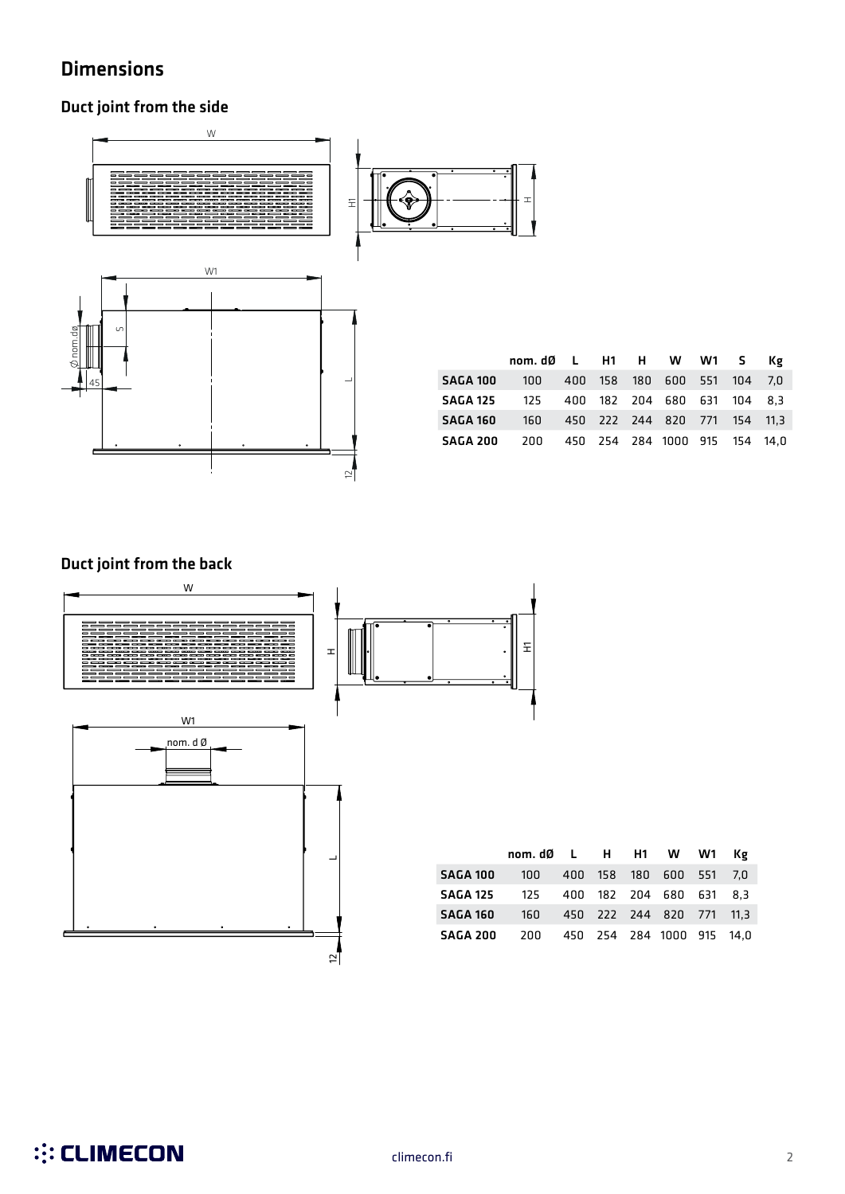# Dimensions

## Duct joint from the side

| | nom. dØ | L | H1 | H | W | W1 | S | Kg |
|---|---|---|---|---|---|---|---|---|
| **SAGA 100** | 100 | 400 | 158 | 180 | 600 | 551 | 104 | 7,0 |
| **SAGA 125** | 125 | 400 | 182 | 204 | 680 | 631 | 104 | 8,3 |
| **SAGA 160** | 160 | 450 | 222 | 244 | 820 | 771 | 154 | 11,3 |
| **SAGA 200** | 200 | 450 | 254 | 284 | 1000 | 915 | 154 | 14,0 |

## Duct joint from the back

| | nom. dØ | L | H | H1 | W | W1 | Kg |
|---|---|---|---|---|---|---|---|
| **SAGA 100** | 100 | 400 | 158 | 180 | 600 | 551 | 7,0 |
| **SAGA 125** | 125 | 400 | 182 | 204 | 680 | 631 | 8,3 |
| **SAGA 160** | 160 | 450 | 222 | 244 | 820 | 771 | 11,3 |
| **SAGA 200** | 200 | 450 | 254 | 284 | 1000 | 915 | 14,0 |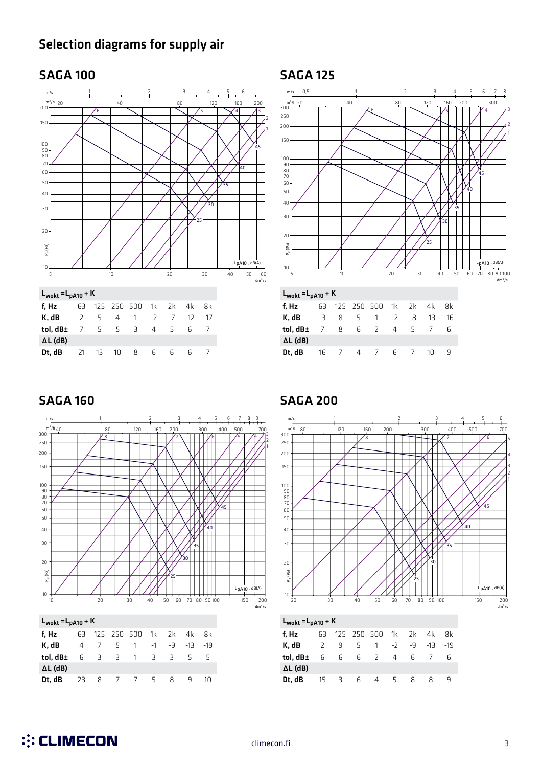# Selection diagrams for supply air

## SAGA 100

$L_{wokt} = L_{pA10} + K$

| f, Hz | 63 | 125 | 250 | 500 | 1k | 2k | 4k | 8k |
|---|---|---|---|---|---|---|---|---|
| K, dB | 2 | 5 | 4 | 1 | -2 | -7 | -12 | -17 |
| tol, dB± | 7 | 5 | 5 | 3 | 4 | 5 | 6 | 7 |
| ΔL (dB) | | | | | | | | |
| Dt, dB | 21 | 13 | 10 | 8 | 6 | 6 | 6 | 7 |

## SAGA 125

$L_{wokt} = L_{pA10} + K$

| f, Hz | 63 | 125 | 250 | 500 | 1k | 2k | 4k | 8k |
|---|---|---|---|---|---|---|---|---|
| K, dB | -3 | 8 | 5 | 1 | -2 | -8 | -13 | -16 |
| tol, dB± | 7 | 8 | 6 | 2 | 4 | 5 | 7 | 6 |
| ΔL (dB) | | | | | | | | |
| Dt, dB | 16 | 7 | 4 | 7 | 6 | 7 | 10 | 9 |

## SAGA 160

$L_{wokt} = L_{pA10} + K$

| f, Hz | 63 | 125 | 250 | 500 | 1k | 2k | 4k | 8k |
|---|---|---|---|---|---|---|---|---|
| K, dB | 4 | 7 | 5 | 1 | -1 | -9 | -13 | -19 |
| tol, dB± | 6 | 3 | 3 | 1 | 3 | 3 | 5 | 5 |
| ΔL (dB) | | | | | | | | |
| Dt, dB | 23 | 8 | 7 | 7 | 5 | 8 | 9 | 10 |

## SAGA 200

$L_{wokt} = L_{pA10} + K$

| f, Hz | 63 | 125 | 250 | 500 | 1k | 2k | 4k | 8k |
|---|---|---|---|---|---|---|---|---|
| K, dB | 2 | 9 | 5 | 1 | -2 | -9 | -13 | -19 |
| tol, dB± | 6 | 6 | 6 | 2 | 4 | 6 | 7 | 6 |
| ΔL (dB) | | | | | | | | |
| Dt, dB | 15 | 3 | 6 | 4 | 5 | 8 | 8 | 9 |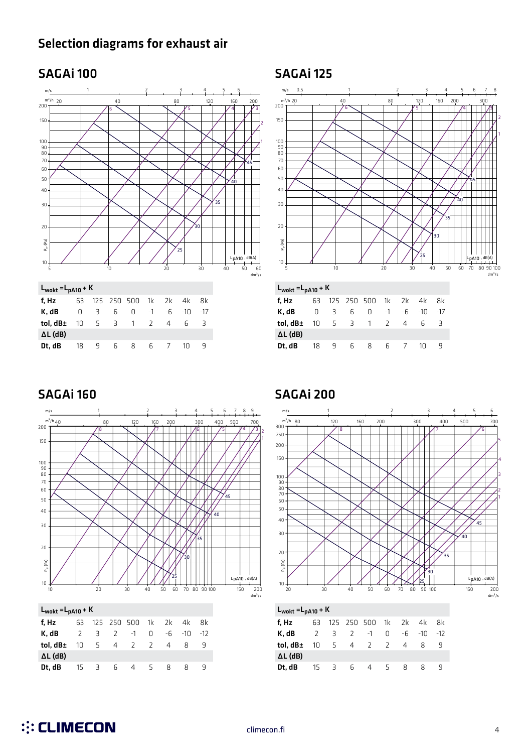# Selection diagrams for exhaust air

## SAGAi 100

| $L_{wokt} = L_{pA10} + K$ | | | | | | | | |
|---|---|---|---|---|---|---|---|---|
| **f, Hz** | 63 | 125 | 250 | 500 | 1k | 2k | 4k | 8k |
| **K, dB** | 0 | 3 | 6 | 0 | -1 | -6 | -10 | -17 |
| **tol, dB±** | 10 | 5 | 3 | 1 | 2 | 4 | 6 | 3 |
| **ΔL (dB)** | | | | | | | | |
| **Dt, dB** | 18 | 9 | 6 | 8 | 6 | 7 | 10 | 9 |

## SAGAi 125

| $L_{wokt} = L_{pA10} + K$ | | | | | | | | |
|---|---|---|---|---|---|---|---|---|
| **f, Hz** | 63 | 125 | 250 | 500 | 1k | 2k | 4k | 8k |
| **K, dB** | 0 | 3 | 6 | 0 | -1 | -6 | -10 | -17 |
| **tol, dB±** | 10 | 5 | 3 | 1 | 2 | 4 | 6 | 3 |
| **ΔL (dB)** | | | | | | | | |
| **Dt, dB** | 18 | 9 | 6 | 8 | 6 | 7 | 10 | 9 |

## SAGAi 160

| $L_{wokt} = L_{pA10} + K$ | | | | | | | | |
|---|---|---|---|---|---|---|---|---|
| **f, Hz** | 63 | 125 | 250 | 500 | 1k | 2k | 4k | 8k |
| **K, dB** | 2 | 3 | 2 | -1 | 0 | -6 | -10 | -12 |
| **tol, dB±** | 10 | 5 | 4 | 2 | 2 | 4 | 8 | 9 |
| **ΔL (dB)** | | | | | | | | |
| **Dt, dB** | 15 | 3 | 6 | 4 | 5 | 8 | 8 | 9 |

## SAGAi 200

| $L_{wokt} = L_{pA10} + K$ | | | | | | | | |
|---|---|---|---|---|---|---|---|---|
| **f, Hz** | 63 | 125 | 250 | 500 | 1k | 2k | 4k | 8k |
| **K, dB** | 2 | 3 | 2 | -1 | 0 | -6 | -10 | -12 |
| **tol, dB±** | 10 | 5 | 4 | 2 | 2 | 4 | 8 | 9 |
| **ΔL (dB)** | | | | | | | | |
| **Dt, dB** | 15 | 3 | 6 | 4 | 5 | 8 | 8 | 9 |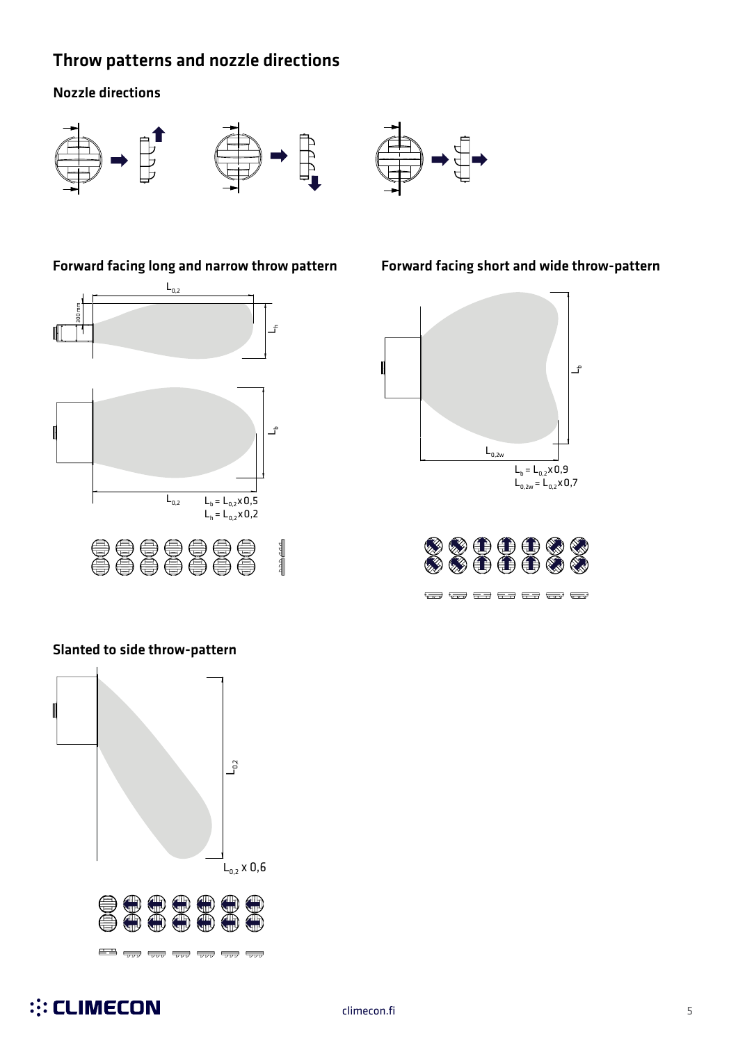# Throw patterns and nozzle directions

## Nozzle directions

## Forward facing long and narrow throw pattern

$L_{0,2}$

300 mm

$L_h$

$L_b$

$L_{0,2}$

$L_b = L_{0,2} x 0,5$
$L_h = L_{0,2} x 0,2$

## Forward facing short and wide throw-pattern

$L_b$

$L_{0,2w}$

$L_b = L_{0,2} x 0,9$
$L_{0,2w} = L_{0,2} x 0,7$

## Slanted to side throw-pattern

$L_{0,2}$

$L_{0,2}$ x 0,6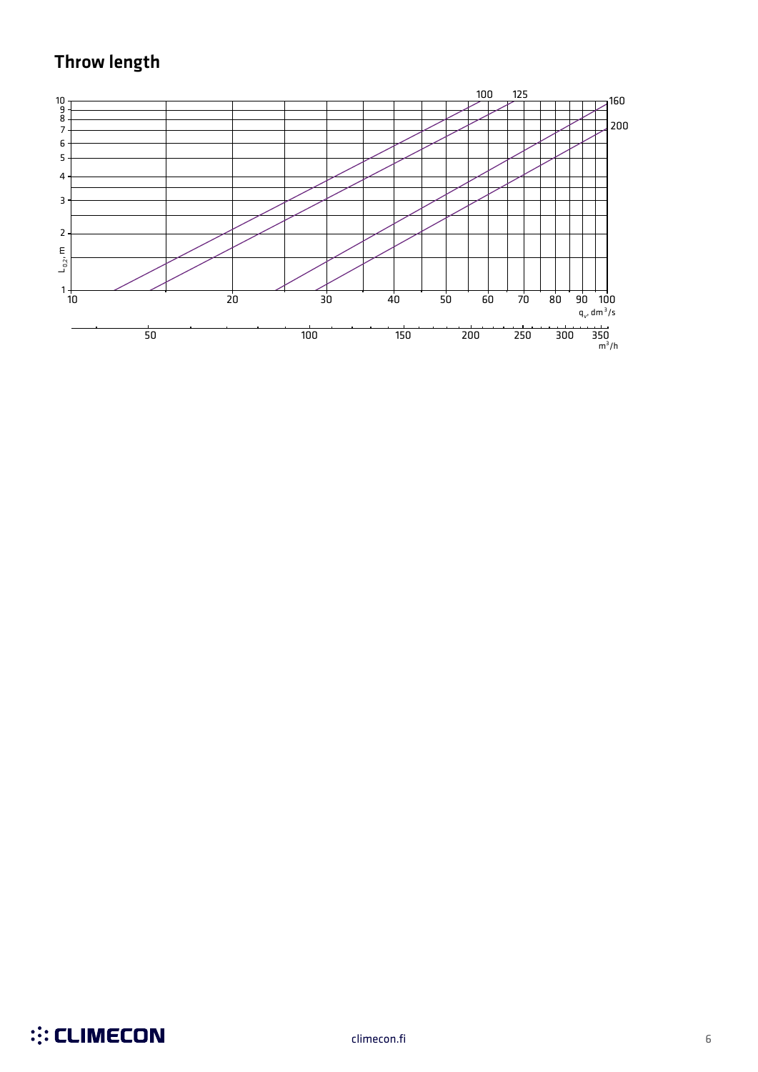## Throw length

100
125
160
200

10
9
8
7
6
5
4
3
2
1

$L_{0,2}$, m

10
20
30
40
50
60
70
80
90
100

$q_v$, $dm^3/s$

50
100
150
200
250
300
350

$m^3/h$